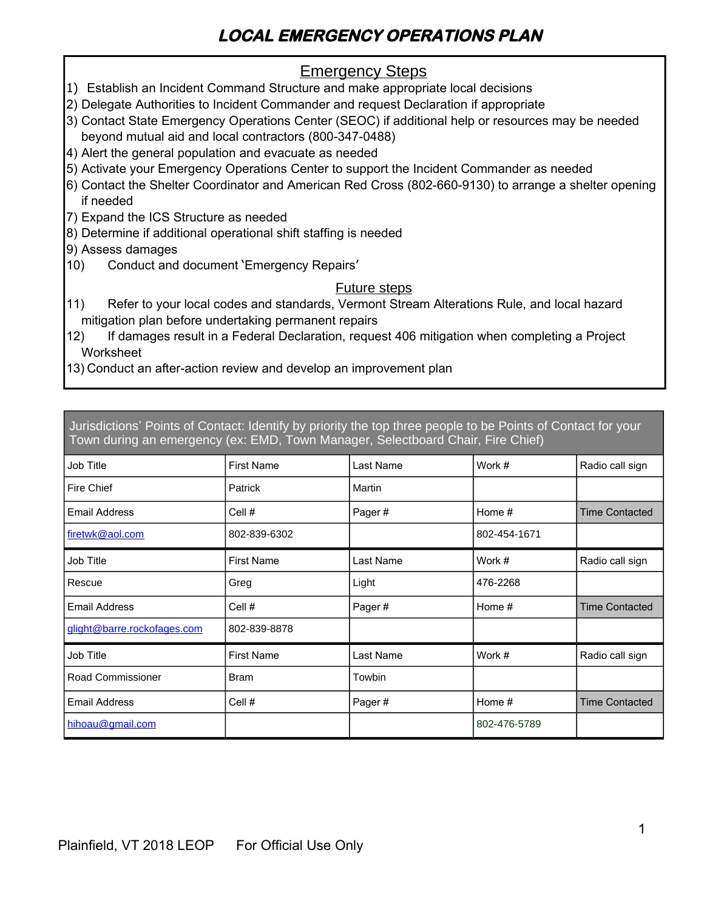# LOCAL EMERGENCY OPERATIONS PLAN

## Emergency Steps

1) Establish an Incident Command Structure and make appropriate local decisions
2) Delegate Authorities to Incident Commander and request Declaration if appropriate
3) Contact State Emergency Operations Center (SEOC) if additional help or resources may be needed beyond mutual aid and local contractors (800-347-0488)
4) Alert the general population and evacuate as needed
5) Activate your Emergency Operations Center to support the Incident Commander as needed
6) Contact the Shelter Coordinator and American Red Cross (802-660-9130) to arrange a shelter opening if needed
7) Expand the ICS Structure as needed
8) Determine if additional operational shift staffing is needed
9) Assess damages
10) Conduct and document 'Emergency Repairs'

## Future steps

11) Refer to your local codes and standards, Vermont Stream Alterations Rule, and local hazard mitigation plan before undertaking permanent repairs
12) If damages result in a Federal Declaration, request 406 mitigation when completing a Project Worksheet
13) Conduct an after-action review and develop an improvement plan

| Jurisdictions' Points of Contact: Identify by priority the top three people to be Points of Contact for your Town during an emergency (ex: EMD, Town Manager, Selectboard Chair, Fire Chief) | | | | |
|---|---|---|---|---|
| Job Title | First Name | Last Name | Work # | Radio call sign |
| Fire Chief | Patrick | Martin | | |
| Email Address | Cell # | Pager # | Home # | Time Contacted |
| firetwk@aol.com | 802-839-6302 | | 802-454-1671 | |
| Job Title | First Name | Last Name | Work # | Radio call sign |
| Rescue | Greg | Light | 476-2268 | |
| Email Address | Cell # | Pager # | Home # | Time Contacted |
| glight@barre.rockofages.com | 802-839-8878 | | | |
| Job Title | First Name | Last Name | Work # | Radio call sign |
| Road Commissioner | Bram | Towbin | | |
| Email Address | Cell # | Pager # | Home # | Time Contacted |
| hihoau@gmail.com | | | 802-476-5789 | |

Plainfield, VT 2018 LEOP For Official Use Only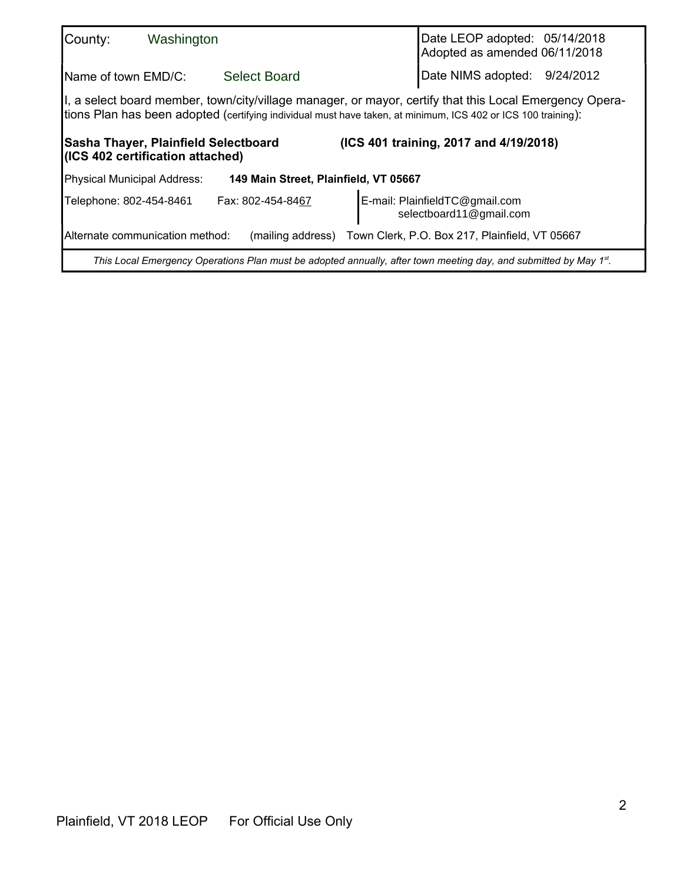| | |
|---|---|
| County: Washington | Date LEOP adopted: 05/14/2018<br>Adopted as amended 06/11/2018 |
| Name of town EMD/C: Select Board | Date NIMS adopted: 9/24/2012 |

I, a select board member, town/city/village manager, or mayor, certify that this Local Emergency Operations Plan has been adopted (certifying individual must have taken, at minimum, ICS 402 or ICS 100 training):

**Sasha Thayer, Plainfield Selectboard (ICS 402 certification attached)** **(ICS 401 training, 2017 and 4/19/2018)**

Physical Municipal Address: **149 Main Street, Plainfield, VT 05667**

| | | |
|---|---|---|
| Telephone: 802-454-8461 | Fax: 802-454-8467 | E-mail: PlainfieldTC@gmail.com<br>selectboard11@gmail.com |

Alternate communication method: (mailing address) Town Clerk, P.O. Box 217, Plainfield, VT 05667

*This Local Emergency Operations Plan must be adopted annually, after town meeting day, and submitted by May 1st.*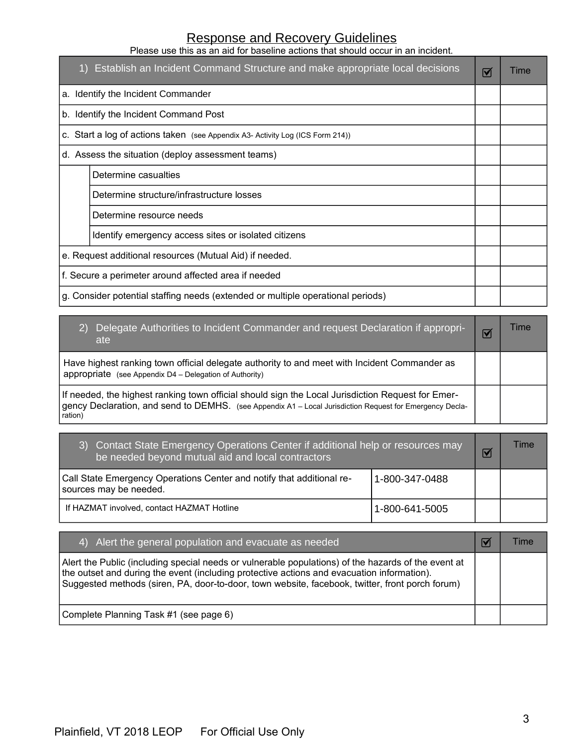## Response and Recovery Guidelines

Please use this as an aid for baseline actions that should occur in an incident.

| 1) Establish an Incident Command Structure and make appropriate local decisions | | ☑ | Time |
|---|---|---|---|
| a. Identify the Incident Commander | | | |
| b. Identify the Incident Command Post | | | |
| c. Start a log of actions taken (see Appendix A3- Activity Log (ICS Form 214)) | | | |
| d. Assess the situation (deploy assessment teams) | | | |
| | Determine casualties | | |
| | Determine structure/infrastructure losses | | |
| | Determine resource needs | | |
| | Identify emergency access sites or isolated citizens | | |
| e. Request additional resources (Mutual Aid) if needed. | | | |
| f. Secure a perimeter around affected area if needed | | | |
| g. Consider potential staffing needs (extended or multiple operational periods) | | | |

| 2) Delegate Authorities to Incident Commander and request Declaration if appropriate | ☑ | Time |
|---|---|---|
| Have highest ranking town official delegate authority to and meet with Incident Commander as appropriate (see Appendix D4 – Delegation of Authority) | | |
| If needed, the highest ranking town official should sign the Local Jurisdiction Request for Emergency Declaration, and send to DEMHS. (see Appendix A1 – Local Jurisdiction Request for Emergency Declaration) | | |

| 3) Contact State Emergency Operations Center if additional help or resources may be needed beyond mutual aid and local contractors | | ☑ | Time |
|---|---|---|---|
| Call State Emergency Operations Center and notify that additional resources may be needed. | 1-800-347-0488 | | |
| If HAZMAT involved, contact HAZMAT Hotline | 1-800-641-5005 | | |

| 4) Alert the general population and evacuate as needed | ☑ | Time |
|---|---|---|
| Alert the Public (including special needs or vulnerable populations) of the hazards of the event at the outset and during the event (including protective actions and evacuation information). Suggested methods (siren, PA, door-to-door, town website, facebook, twitter, front porch forum) | | |
| Complete Planning Task #1 (see page 6) | | |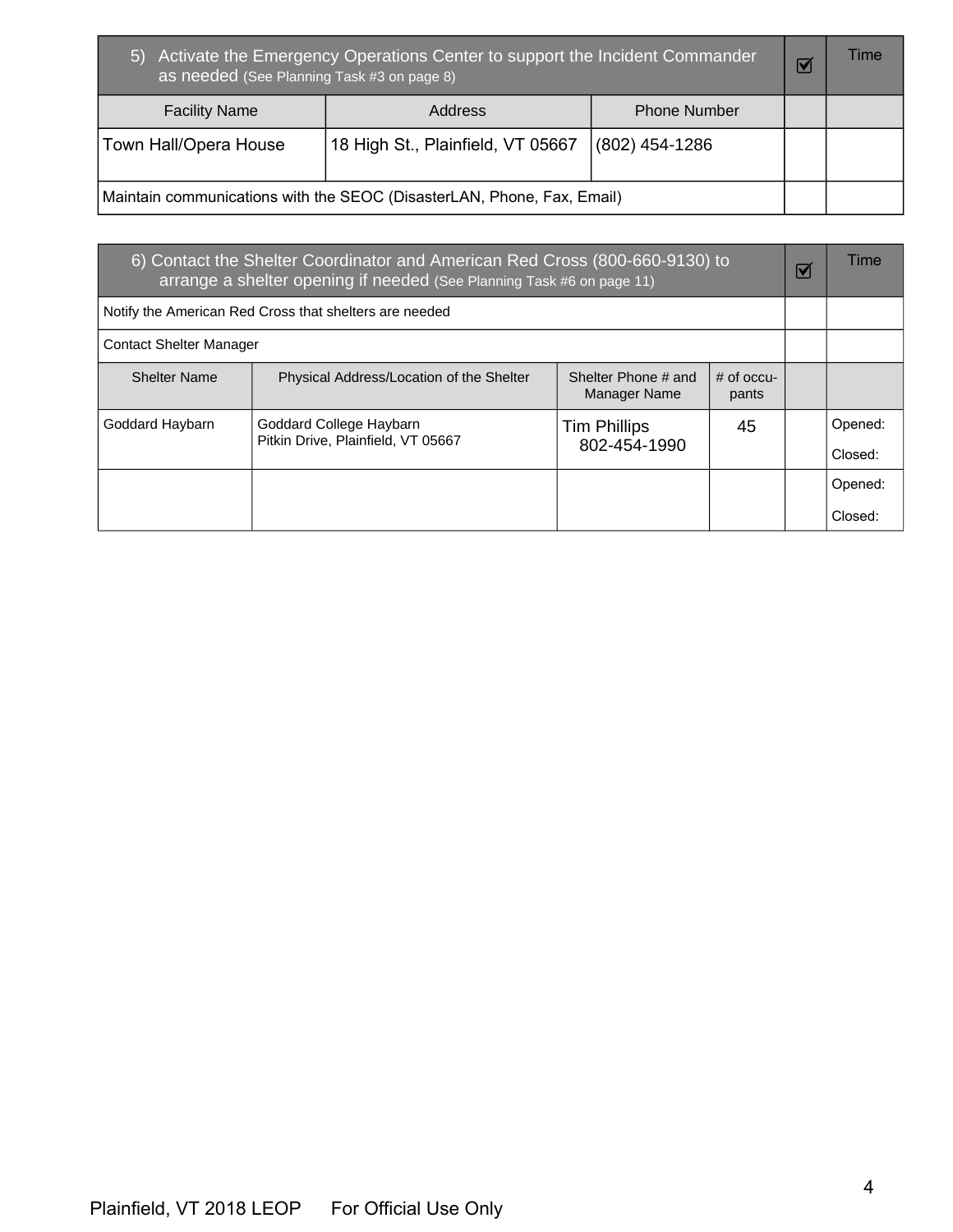| 5) Activate the Emergency Operations Center to support the Incident Commander as needed (See Planning Task #3 on page 8) | | | ☑ | Time |
|---|---|---|---|---|
| Facility Name | Address | Phone Number | | |
| Town Hall/Opera House | 18 High St., Plainfield, VT 05667 | (802) 454-1286 | | |
| Maintain communications with the SEOC (DisasterLAN, Phone, Fax, Email) | | | | |

| 6) Contact the Shelter Coordinator and American Red Cross (800-660-9130) to arrange a shelter opening if needed (See Planning Task #6 on page 11) | | | | ☑ | Time |
|---|---|---|---|---|---|
| Notify the American Red Cross that shelters are needed | | | | | |
| Contact Shelter Manager | | | | | |
| Shelter Name | Physical Address/Location of the Shelter | Shelter Phone # and Manager Name | # of occu-pants | | |
| Goddard Haybarn | Goddard College Haybarn<br>Pitkin Drive, Plainfield, VT 05667 | Tim Phillips<br>802-454-1990 | 45 | | Opened:<br>Closed: |
| | | | | | Opened:<br>Closed: |

Plainfield, VT 2018 LEOP For Official Use Only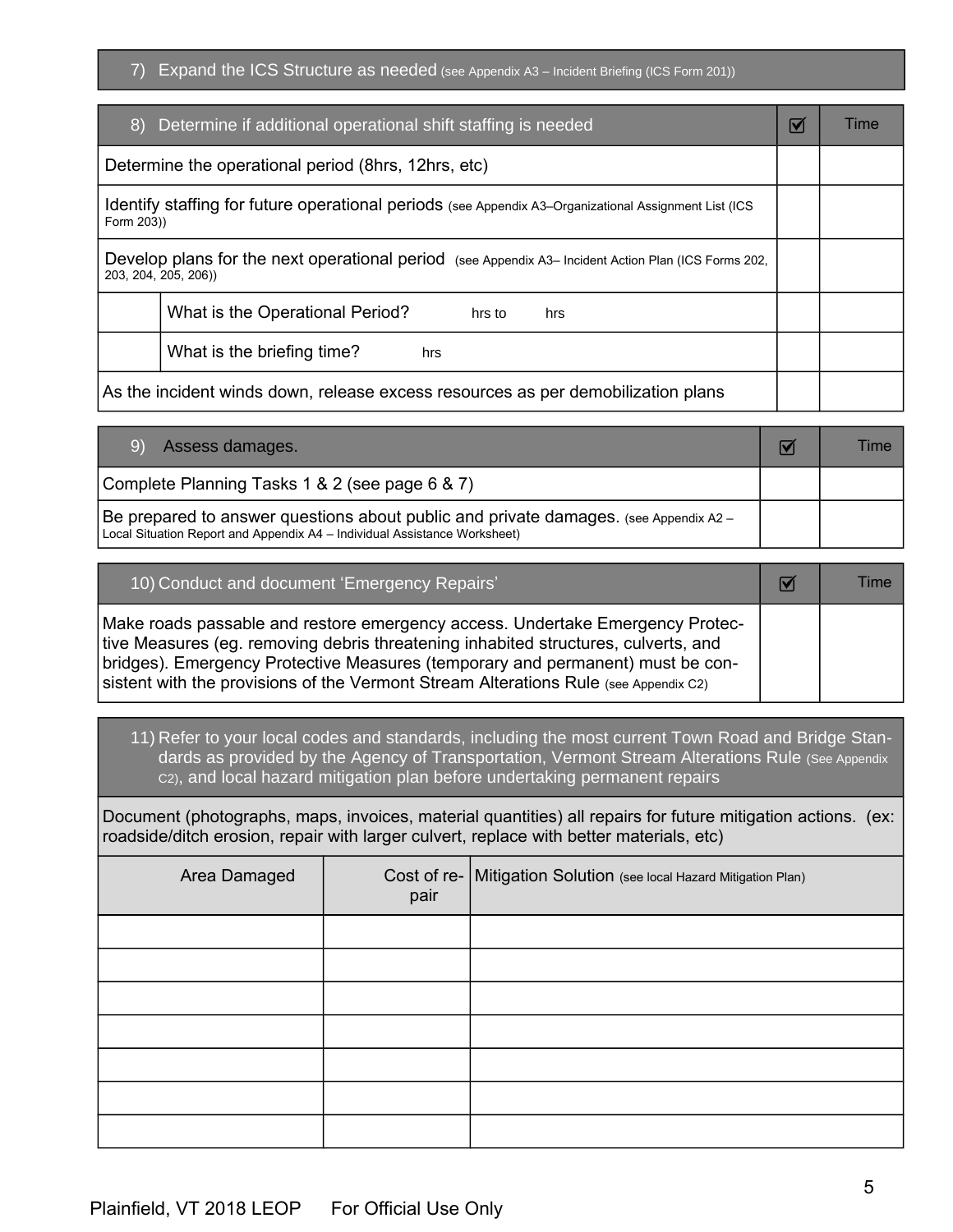| 7) Expand the ICS Structure as needed (see Appendix A3 – Incident Briefing (ICS Form 201)) |
|---|

| 8) Determine if additional operational shift staffing is needed | | ☑ | Time |
|---|---|---|---|
| Determine the operational period (8hrs, 12hrs, etc) | | | |
| Identify staffing for future operational periods (see Appendix A3–Organizational Assignment List (ICS Form 203)) | | | |
| Develop plans for the next operational period (see Appendix A3– Incident Action Plan (ICS Forms 202, 203, 204, 205, 206)) | | | |
| | What is the Operational Period? hrs to hrs | | |
| | What is the briefing time? hrs | | |
| As the incident winds down, release excess resources as per demobilization plans | | | |

| 9) Assess damages. | ☑ | Time |
|---|---|---|
| Complete Planning Tasks 1 & 2 (see page 6 & 7) | | |
| Be prepared to answer questions about public and private damages. (see Appendix A2 – Local Situation Report and Appendix A4 – Individual Assistance Worksheet) | | |

| 10) Conduct and document 'Emergency Repairs' | ☑ | Time |
|---|---|---|
| Make roads passable and restore emergency access. Undertake Emergency Protective Measures (eg. removing debris threatening inhabited structures, culverts, and bridges). Emergency Protective Measures (temporary and permanent) must be consistent with the provisions of the Vermont Stream Alterations Rule (see Appendix C2) | | |

| 11) Refer to your local codes and standards, including the most current Town Road and Bridge Standards as provided by the Agency of Transportation, Vermont Stream Alterations Rule (See Appendix C2), and local hazard mitigation plan before undertaking permanent repairs | | |
|---|---|---|
| Document (photographs, maps, invoices, material quantities) all repairs for future mitigation actions. (ex: roadside/ditch erosion, repair with larger culvert, replace with better materials, etc) | | |
| Area Damaged | Cost of repair | Mitigation Solution (see local Hazard Mitigation Plan) |
| | | |
| | | |
| | | |
| | | |
| | | |
| | | |
| | | |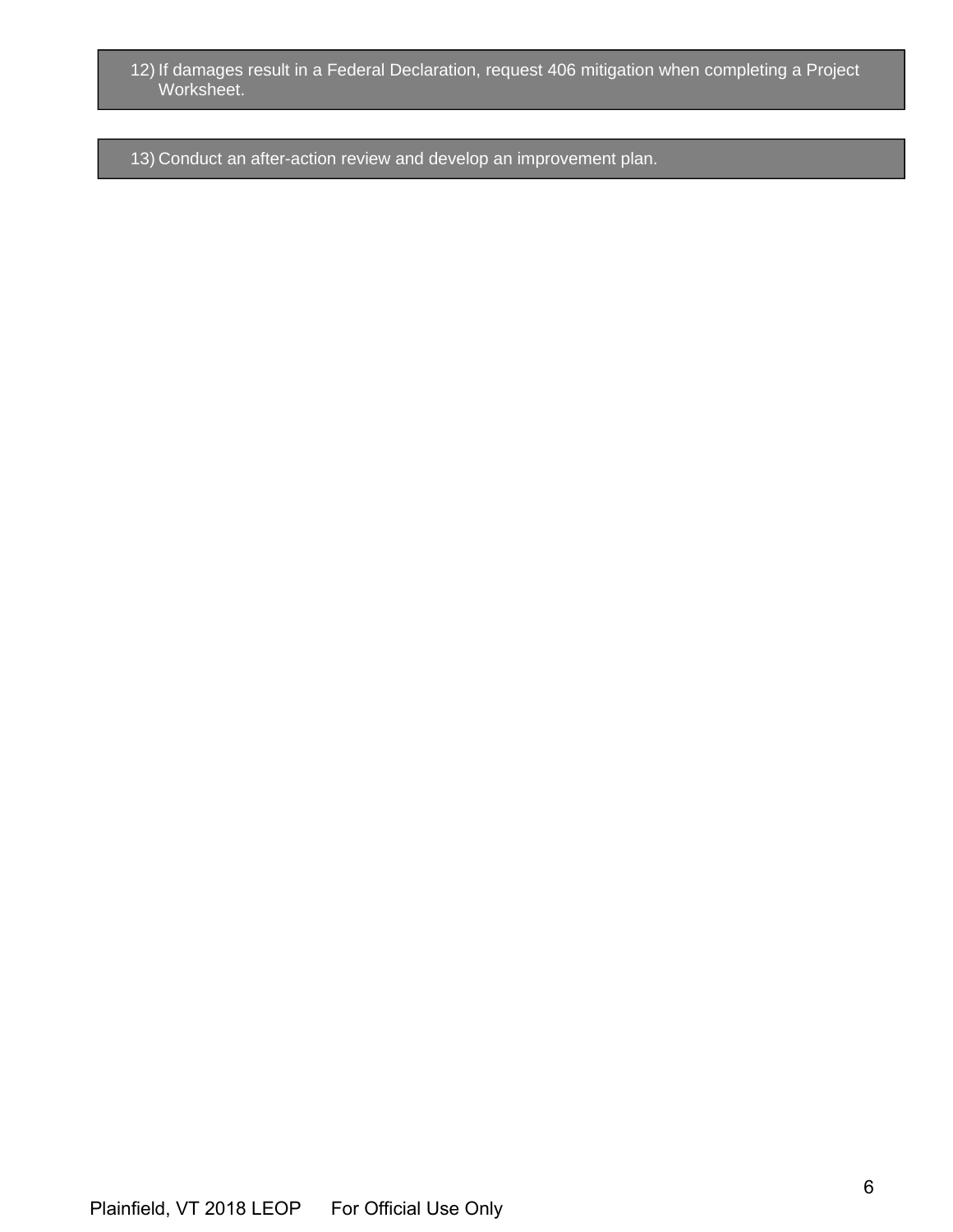12) If damages result in a Federal Declaration, request 406 mitigation when completing a Project Worksheet.

13) Conduct an after-action review and develop an improvement plan.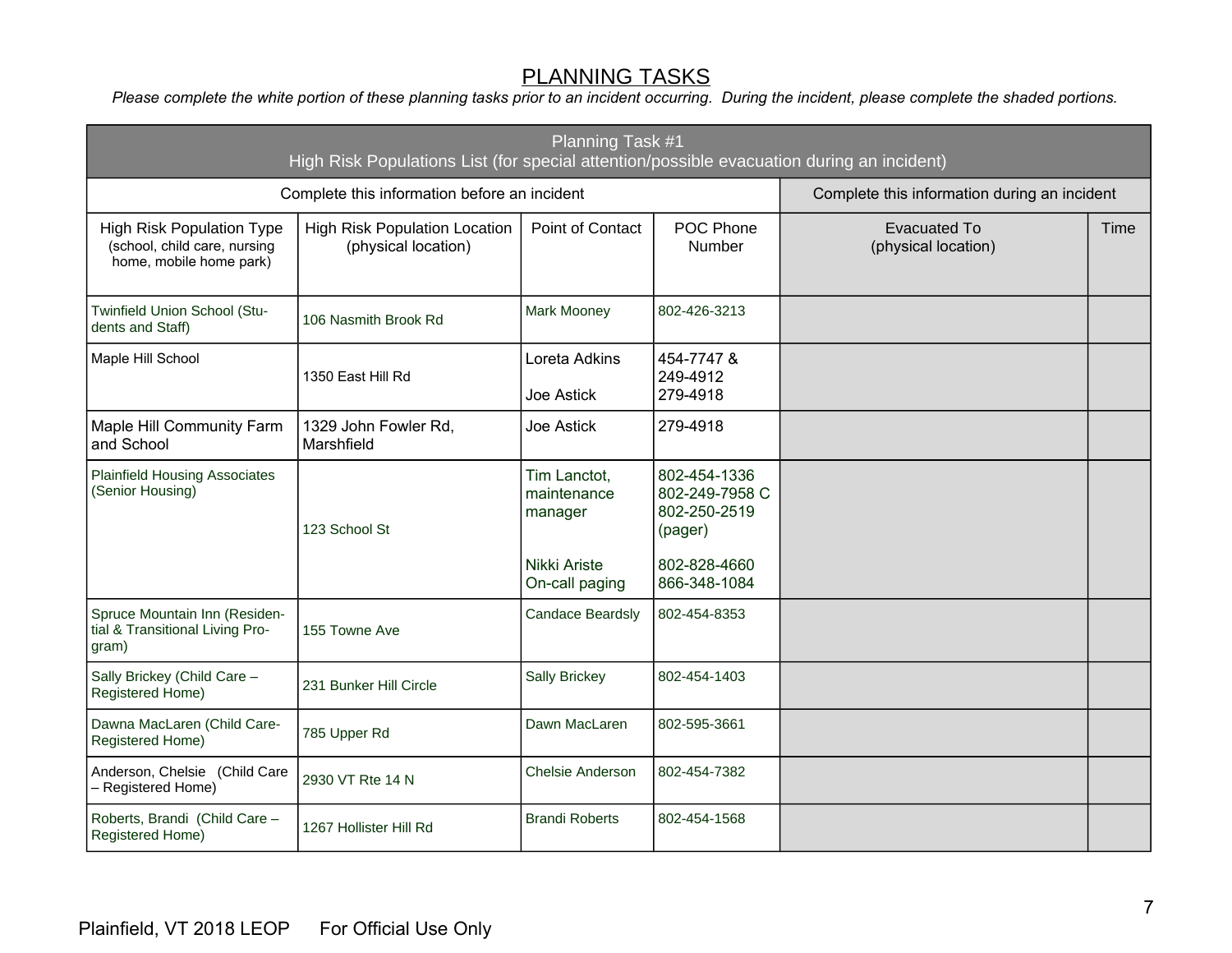# PLANNING TASKS

*Please complete the white portion of these planning tasks prior to an incident occurring. During the incident, please complete the shaded portions.*

| Planning Task #1<br>High Risk Populations List (for special attention/possible evacuation during an incident) | | | | | |
|---|---|---|---|---|---|
| Complete this information before an incident | | | | Complete this information during an incident | |
| High Risk Population Type (school, child care, nursing home, mobile home park) | High Risk Population Location (physical location) | Point of Contact | POC Phone Number | Evacuated To (physical location) | Time |
| Twinfield Union School (Students and Staff) | 106 Nasmith Brook Rd | Mark Mooney | 802-426-3213 | | |
| Maple Hill School | 1350 East Hill Rd | Loreta Adkins<br><br>Joe Astick | 454-7747 &<br>249-4912<br>279-4918 | | |
| Maple Hill Community Farm and School | 1329 John Fowler Rd, Marshfield | Joe Astick | 279-4918 | | |
| Plainfield Housing Associates (Senior Housing) | 123 School St | Tim Lanctot, maintenance manager<br><br>Nikki Ariste<br>On-call paging | 802-454-1336<br>802-249-7958 C<br>802-250-2519 (pager)<br><br>802-828-4660<br>866-348-1084 | | |
| Spruce Mountain Inn (Residential & Transitional Living Program) | 155 Towne Ave | Candace Beardsly | 802-454-8353 | | |
| Sally Brickey (Child Care – Registered Home) | 231 Bunker Hill Circle | Sally Brickey | 802-454-1403 | | |
| Dawna MacLaren (Child Care-Registered Home) | 785 Upper Rd | Dawn MacLaren | 802-595-3661 | | |
| Anderson, Chelsie (Child Care – Registered Home) | 2930 VT Rte 14 N | Chelsie Anderson | 802-454-7382 | | |
| Roberts, Brandi (Child Care – Registered Home) | 1267 Hollister Hill Rd | Brandi Roberts | 802-454-1568 | | |

Plainfield, VT 2018 LEOP For Official Use Only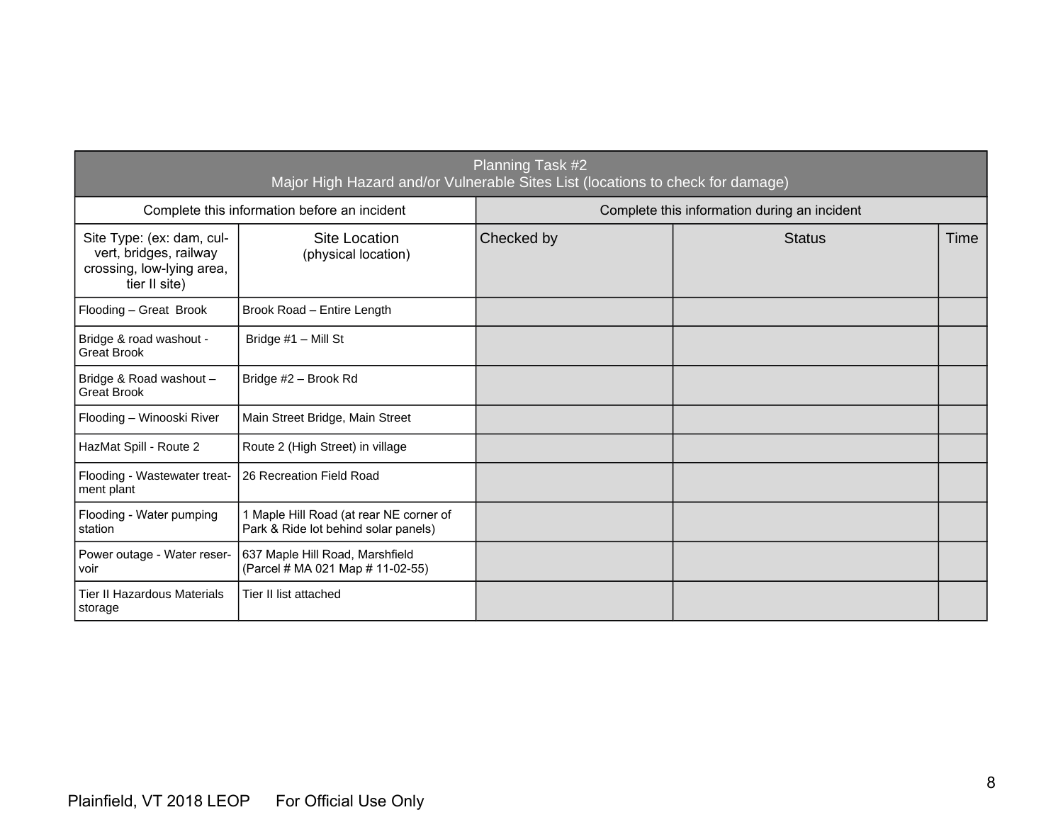| Planning Task #2<br>Major High Hazard and/or Vulnerable Sites List (locations to check for damage) | | | | |
|---|---|---|---|---|
| Complete this information before an incident | | Complete this information during an incident | | |
| Site Type: (ex: dam, culvert, bridges, railway crossing, low-lying area, tier II site) | Site Location (physical location) | Checked by | Status | Time |
| Flooding – Great Brook | Brook Road – Entire Length | | | |
| Bridge & road washout - Great Brook | Bridge #1 – Mill St | | | |
| Bridge & Road washout – Great Brook | Bridge #2 – Brook Rd | | | |
| Flooding – Winooski River | Main Street Bridge, Main Street | | | |
| HazMat Spill - Route 2 | Route 2 (High Street) in village | | | |
| Flooding - Wastewater treatment plant | 26 Recreation Field Road | | | |
| Flooding - Water pumping station | 1 Maple Hill Road (at rear NE corner of Park & Ride lot behind solar panels) | | | |
| Power outage - Water reservoir | 637 Maple Hill Road, Marshfield (Parcel # MA 021 Map # 11-02-55) | | | |
| Tier II Hazardous Materials storage | Tier II list attached | | | |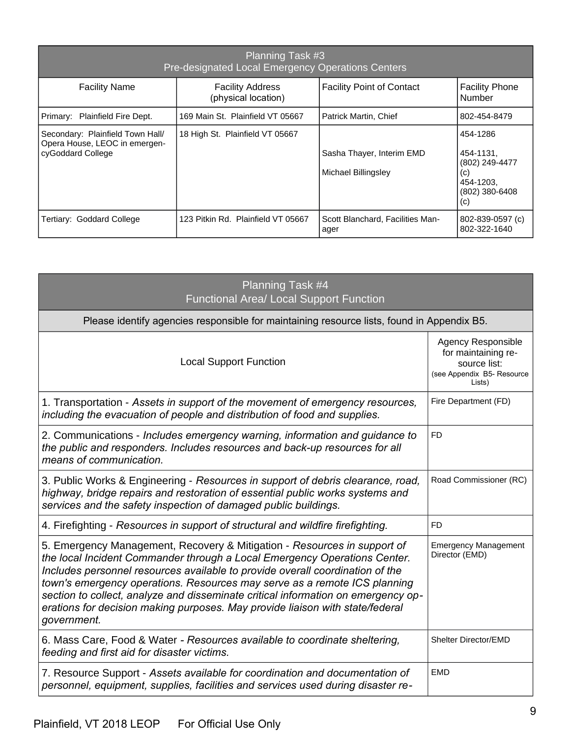| Planning Task #3<br>Pre-designated Local Emergency Operations Centers | | | |
|---|---|---|---|
| Facility Name | Facility Address (physical location) | Facility Point of Contact | Facility Phone Number |
| Primary: Plainfield Fire Dept. | 169 Main St. Plainfield VT 05667 | Patrick Martin, Chief | 802-454-8479 |
| Secondary: Plainfield Town Hall/ Opera House, LEOC in emergen-cyGoddard College | 18 High St. Plainfield VT 05667 | Sasha Thayer, Interim EMD<br>Michael Billingsley | 454-1286<br>454-1131, (802) 249-4477 (c)<br>454-1203, (802) 380-6408 (c) |
| Tertiary: Goddard College | 123 Pitkin Rd. Plainfield VT 05667 | Scott Blanchard, Facilities Manager | 802-839-0597 (c)<br>802-322-1640 |

| Planning Task #4<br>Functional Area/ Local Support Function | |
|---|---|
| Please identify agencies responsible for maintaining resource lists, found in Appendix B5. | |
| Local Support Function | Agency Responsible for maintaining resource list: (see Appendix B5- Resource Lists) |
| 1. Transportation - *Assets in support of the movement of emergency resources, including the evacuation of people and distribution of food and supplies.* | Fire Department (FD) |
| 2. Communications - *Includes emergency warning, information and guidance to the public and responders. Includes resources and back-up resources for all means of communication.* | FD |
| 3. Public Works & Engineering - *Resources in support of debris clearance, road, highway, bridge repairs and restoration of essential public works systems and services and the safety inspection of damaged public buildings.* | Road Commissioner (RC) |
| 4. Firefighting - *Resources in support of structural and wildfire firefighting.* | FD |
| 5. Emergency Management, Recovery & Mitigation - *Resources in support of the local Incident Commander through a Local Emergency Operations Center. Includes personnel resources available to provide overall coordination of the town's emergency operations. Resources may serve as a remote ICS planning section to collect, analyze and disseminate critical information on emergency operations for decision making purposes. May provide liaison with state/federal government.* | Emergency Management Director (EMD) |
| 6. Mass Care, Food & Water - *Resources available to coordinate sheltering, feeding and first aid for disaster victims.* | Shelter Director/EMD |
| 7. Resource Support - *Assets available for coordination and documentation of personnel, equipment, supplies, facilities and services used during disaster re-* | EMD |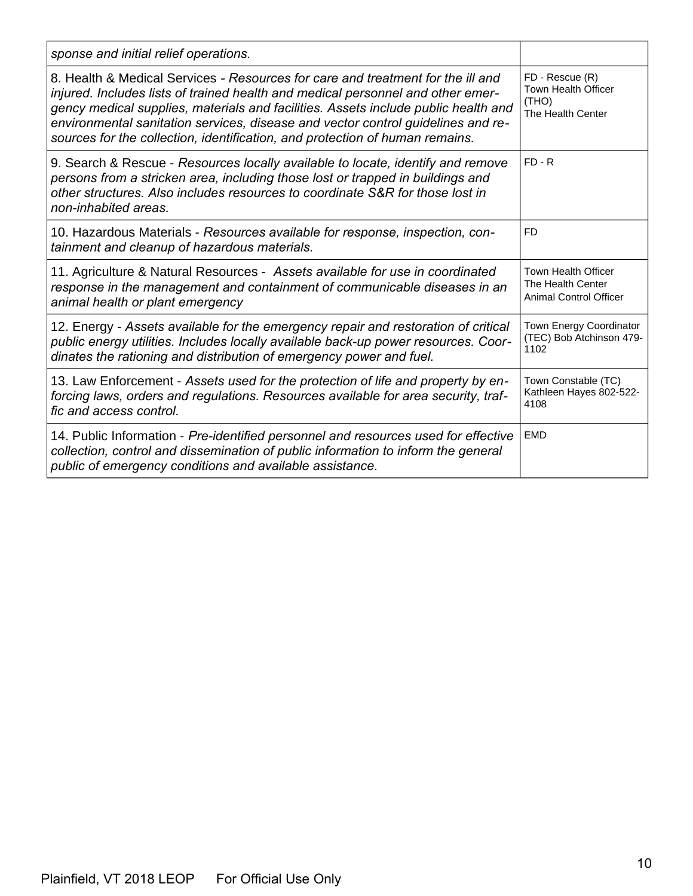| | |
|---|---|
| *sponse and initial relief operations.* | |
| 8. Health & Medical Services - *Resources for care and treatment for the ill and injured. Includes lists of trained health and medical personnel and other emergency medical supplies, materials and facilities. Assets include public health and environmental sanitation services, disease and vector control guidelines and resources for the collection, identification, and protection of human remains.* | FD - Rescue (R)<br>Town Health Officer (THO)<br>The Health Center |
| 9. Search & Rescue - *Resources locally available to locate, identify and remove persons from a stricken area, including those lost or trapped in buildings and other structures. Also includes resources to coordinate S&R for those lost in non-inhabited areas.* | FD - R |
| 10. Hazardous Materials - *Resources available for response, inspection, containment and cleanup of hazardous materials.* | FD |
| 11. Agriculture & Natural Resources - *Assets available for use in coordinated response in the management and containment of communicable diseases in an animal health or plant emergency* | Town Health Officer<br>The Health Center<br>Animal Control Officer |
| 12. Energy - *Assets available for the emergency repair and restoration of critical public energy utilities. Includes locally available back-up power resources. Coordinates the rationing and distribution of emergency power and fuel.* | Town Energy Coordinator (TEC) Bob Atchinson 479-1102 |
| 13. Law Enforcement - *Assets used for the protection of life and property by enforcing laws, orders and regulations. Resources available for area security, traffic and access control.* | Town Constable (TC) Kathleen Hayes 802-522-4108 |
| 14. Public Information - *Pre-identified personnel and resources used for effective collection, control and dissemination of public information to inform the general public of emergency conditions and available assistance.* | EMD |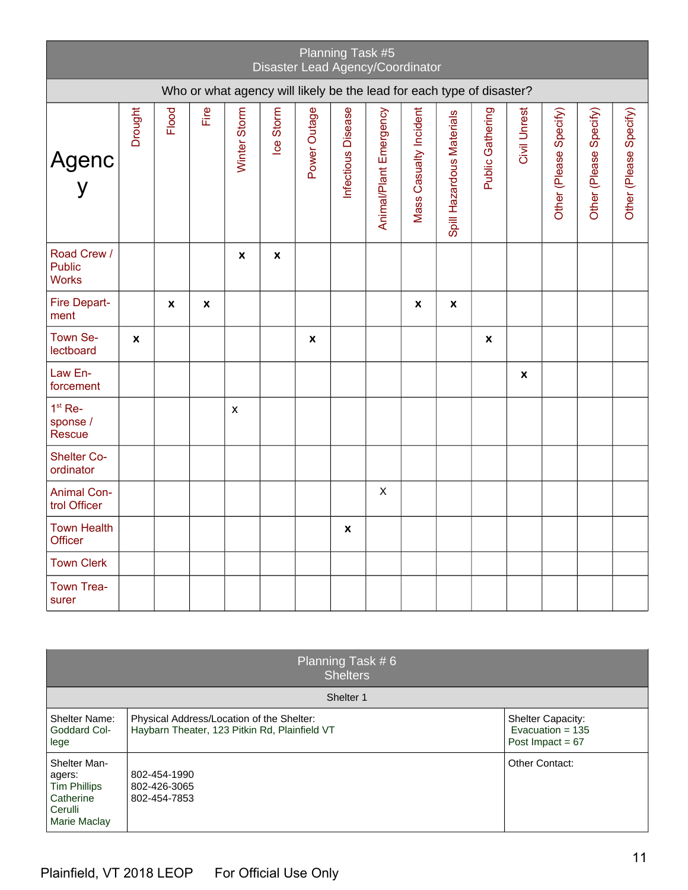## Planning Task #5
## Disaster Lead Agency/Coordinator

Who or what agency will likely be the lead for each type of disaster?

| Agency | Drought | Flood | Fire | Winter Storm | Ice Storm | Power Outage | Infectious Disease | Animal/Plant Emergency | Mass Casualty Incident | Spill Hazardous Materials | Public Gathering | Civil Unrest | Other (Please Specify) | Other (Please Specify) | Other (Please Specify) |
|---|---|---|---|---|---|---|---|---|---|---|---|---|---|---|---|
| Road Crew / Public Works | | | | x | x | | | | | | | | | | |
| Fire Department | | x | x | | | | | | x | x | | | | | |
| Town Selectboard | x | | | | | x | | | | | x | | | | |
| Law Enforcement | | | | | | | | | | | | x | | | |
| 1st Response / Rescue | | | | x | | | | | | | | | | | |
| Shelter Coordinator | | | | | | | | | | | | | | | |
| Animal Control Officer | | | | | | | | X | | | | | | | |
| Town Health Officer | | | | | | | x | | | | | | | | |
| Town Clerk | | | | | | | | | | | | | | | |
| Town Treasurer | | | | | | | | | | | | | | | |

## Planning Task # 6
## Shelters

**Shelter 1**

| Shelter Name: Goddard College | Physical Address/Location of the Shelter: Haybarn Theater, 123 Pitkin Rd, Plainfield VT | Shelter Capacity: Evacuation = 135 Post Impact = 67 |
|---|---|---|
| Shelter Managers: Tim Phillips, Catherine Cerulli, Marie Maclay | 802-454-1990<br>802-426-3065<br>802-454-7853 | Other Contact: |

Plainfield, VT 2018 LEOP For Official Use Only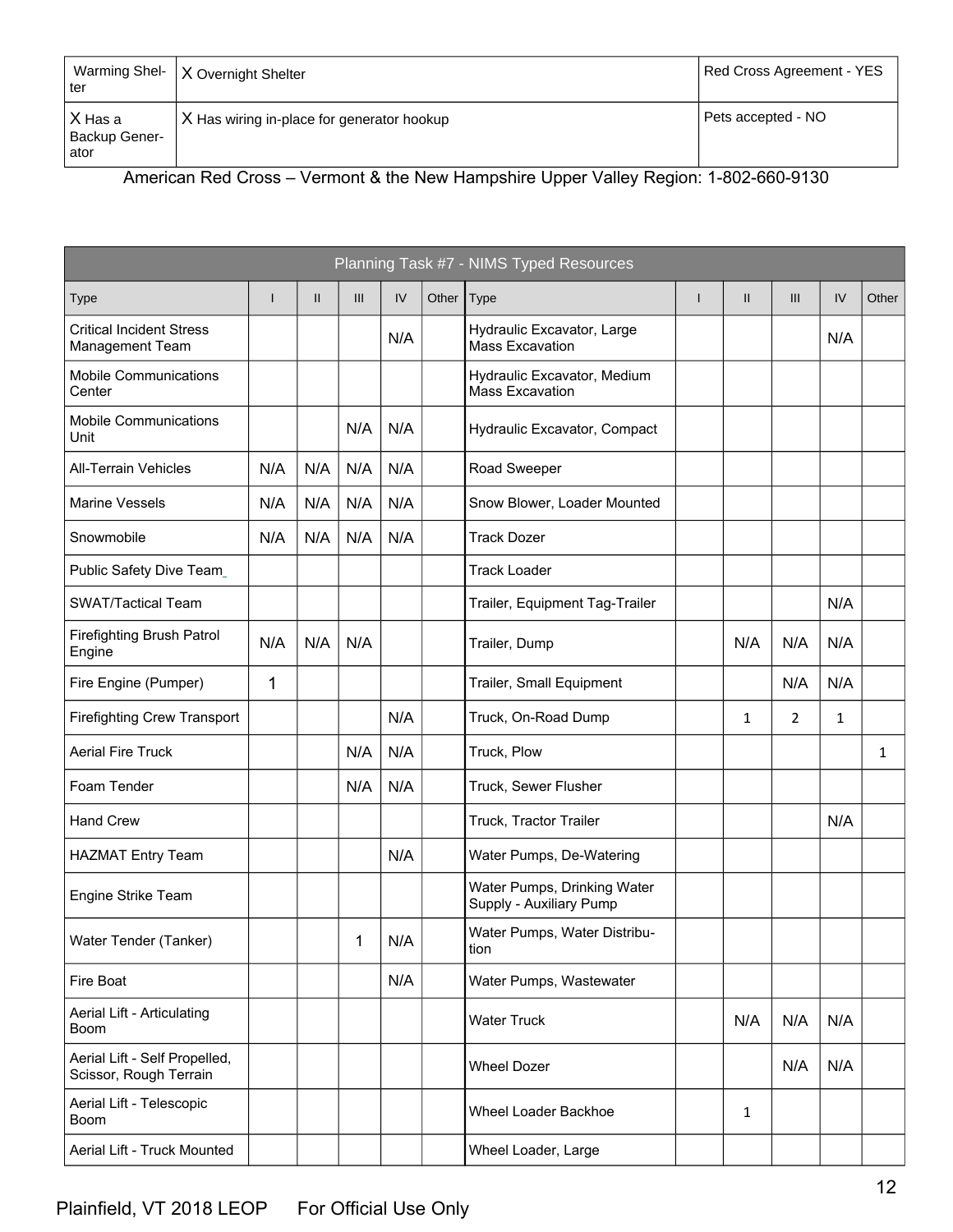| Warming Shelter | X Overnight Shelter | Red Cross Agreement - YES |
|---|---|---|
| X Has a Backup Generator | X Has wiring in-place for generator hookup | Pets accepted - NO |

American Red Cross – Vermont & the New Hampshire Upper Valley Region: 1-802-660-9130

| Planning Task #7 - NIMS Typed Resources | | | | | | | | | | | |
|---|---|---|---|---|---|---|---|---|---|---|---|
| Type | I | II | III | IV | Other | Type | I | II | III | IV | Other |
| Critical Incident Stress Management Team | | | | N/A | | Hydraulic Excavator, Large Mass Excavation | | | | N/A | |
| Mobile Communications Center | | | | | | Hydraulic Excavator, Medium Mass Excavation | | | | | |
| Mobile Communications Unit | | | N/A | N/A | | Hydraulic Excavator, Compact | | | | | |
| All-Terrain Vehicles | N/A | N/A | N/A | N/A | | Road Sweeper | | | | | |
| Marine Vessels | N/A | N/A | N/A | N/A | | Snow Blower, Loader Mounted | | | | | |
| Snowmobile | N/A | N/A | N/A | N/A | | Track Dozer | | | | | |
| Public Safety Dive Team | | | | | | Track Loader | | | | | |
| SWAT/Tactical Team | | | | | | Trailer, Equipment Tag-Trailer | | | | N/A | |
| Firefighting Brush Patrol Engine | N/A | N/A | N/A | | | Trailer, Dump | | N/A | N/A | N/A | |
| Fire Engine (Pumper) | 1 | | | | | Trailer, Small Equipment | | | N/A | N/A | |
| Firefighting Crew Transport | | | | N/A | | Truck, On-Road Dump | | 1 | 2 | 1 | |
| Aerial Fire Truck | | | N/A | N/A | | Truck, Plow | | | | | 1 |
| Foam Tender | | | N/A | N/A | | Truck, Sewer Flusher | | | | | |
| Hand Crew | | | | | | Truck, Tractor Trailer | | | | N/A | |
| HAZMAT Entry Team | | | | N/A | | Water Pumps, De-Watering | | | | | |
| Engine Strike Team | | | | | | Water Pumps, Drinking Water Supply - Auxiliary Pump | | | | | |
| Water Tender (Tanker) | | | 1 | N/A | | Water Pumps, Water Distribution | | | | | |
| Fire Boat | | | | N/A | | Water Pumps, Wastewater | | | | | |
| Aerial Lift - Articulating Boom | | | | | | Water Truck | | N/A | N/A | N/A | |
| Aerial Lift - Self Propelled, Scissor, Rough Terrain | | | | | | Wheel Dozer | | | N/A | N/A | |
| Aerial Lift - Telescopic Boom | | | | | | Wheel Loader Backhoe | | 1 | | | |
| Aerial Lift - Truck Mounted | | | | | | Wheel Loader, Large | | | | | |

Plainfield, VT 2018 LEOP For Official Use Only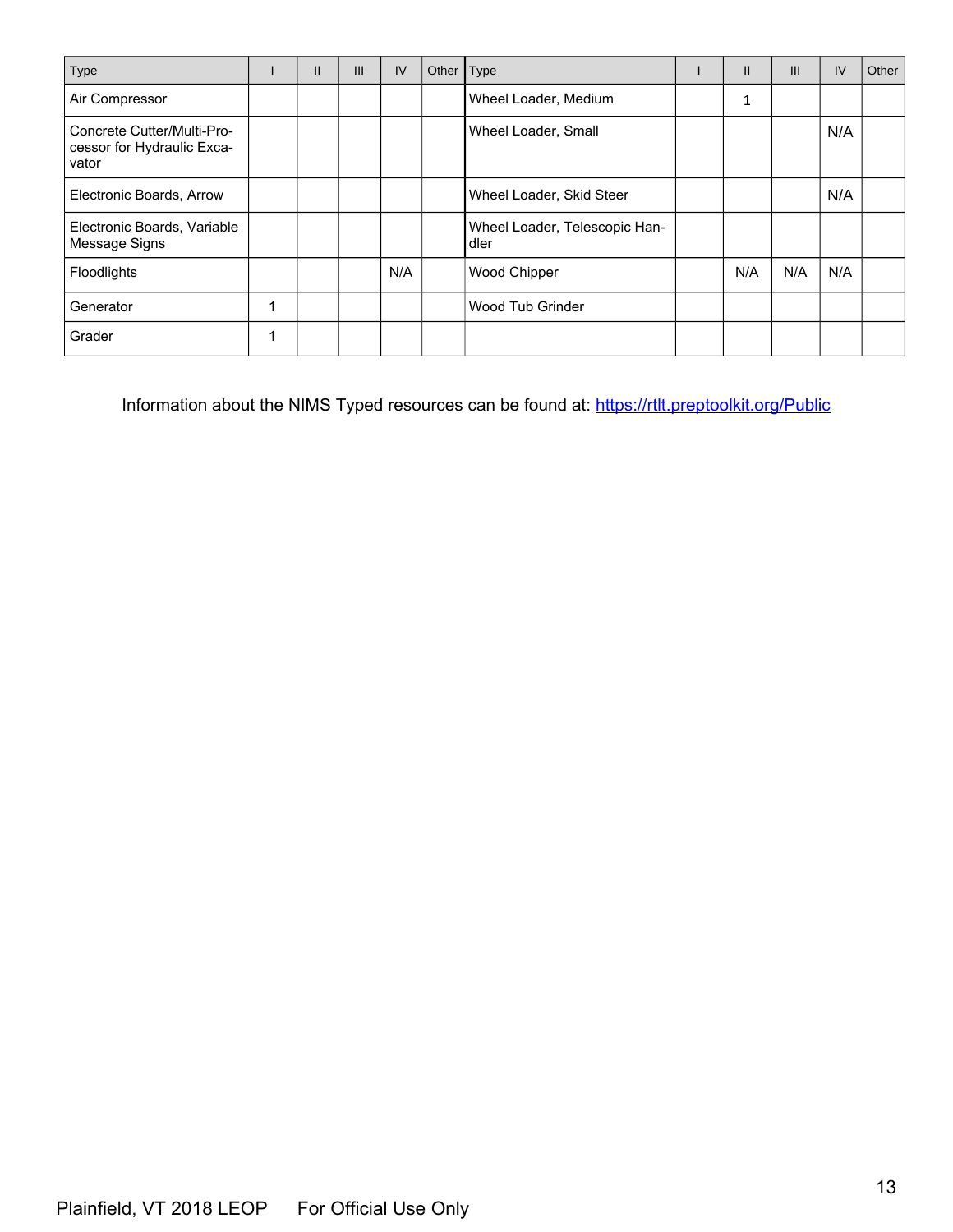| Type | I | II | III | IV | Other | Type | I | II | III | IV | Other |
|---|---|---|---|---|---|---|---|---|---|---|---|
| Air Compressor | | | | | | Wheel Loader, Medium | | 1 | | | |
| Concrete Cutter/Multi-Processor for Hydraulic Excavator | | | | | | Wheel Loader, Small | | | | N/A | |
| Electronic Boards, Arrow | | | | | | Wheel Loader, Skid Steer | | | | N/A | |
| Electronic Boards, Variable Message Signs | | | | | | Wheel Loader, Telescopic Handler | | | | | |
| Floodlights | | | | N/A | | Wood Chipper | | N/A | N/A | N/A | |
| Generator | 1 | | | | | Wood Tub Grinder | | | | | |
| Grader | 1 | | | | | | | | | | |

Information about the NIMS Typed resources can be found at: https://rtlt.preptoolkit.org/Public

Plainfield, VT 2018 LEOP For Official Use Only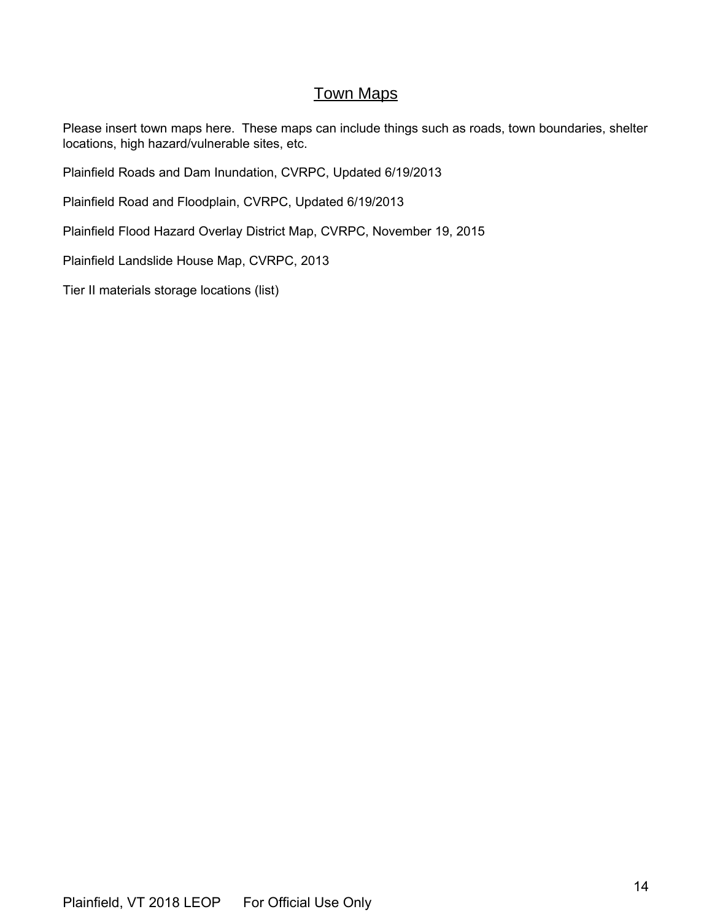# Town Maps

Please insert town maps here. These maps can include things such as roads, town boundaries, shelter locations, high hazard/vulnerable sites, etc.

Plainfield Roads and Dam Inundation, CVRPC, Updated 6/19/2013

Plainfield Road and Floodplain, CVRPC, Updated 6/19/2013

Plainfield Flood Hazard Overlay District Map, CVRPC, November 19, 2015

Plainfield Landslide House Map, CVRPC, 2013

Tier II materials storage locations (list)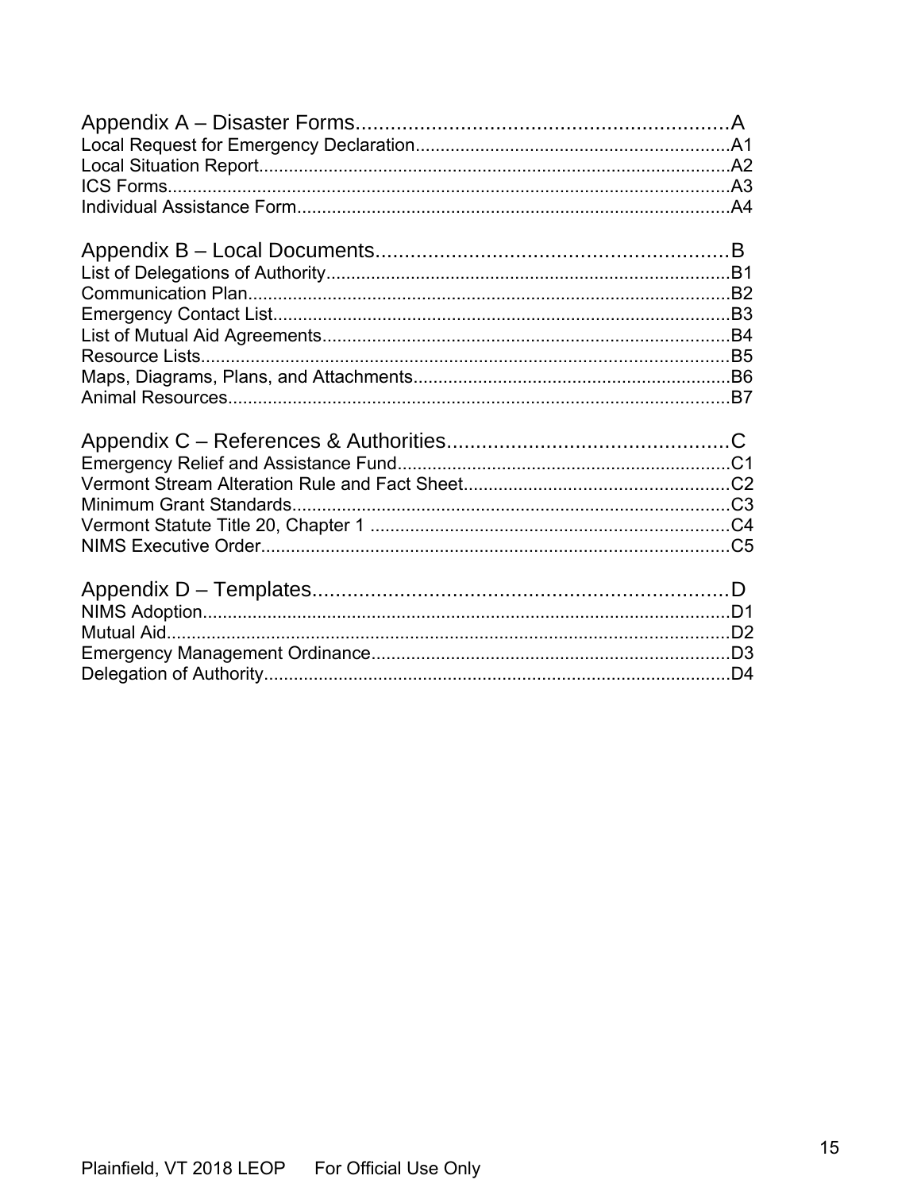Appendix A – Disaster Forms.................................................................A

Local Request for Emergency Declaration...............................................................A1
Local Situation Report................................................................................................A2
ICS Forms..................................................................................................................A3
Individual Assistance Form........................................................................................A4

Appendix B – Local Documents.............................................................B

List of Delegations of Authority..................................................................................B1
Communication Plan..................................................................................................B2
Emergency Contact List.............................................................................................B3
List of Mutual Aid Agreements...................................................................................B4
Resource Lists...........................................................................................................B5
Maps, Diagrams, Plans, and Attachments.................................................................B6
Animal Resources......................................................................................................B7

Appendix C – References & Authorities.................................................C

Emergency Relief and Assistance Fund....................................................................C1
Vermont Stream Alteration Rule and Fact Sheet.......................................................C2
Minimum Grant Standards.........................................................................................C3
Vermont Statute Title 20, Chapter 1 .........................................................................C4
NIMS Executive Order...............................................................................................C5

Appendix D – Templates........................................................................D

NIMS Adoption...........................................................................................................D1
Mutual Aid..................................................................................................................D2
Emergency Management Ordinance.........................................................................D3
Delegation of Authority...............................................................................................D4